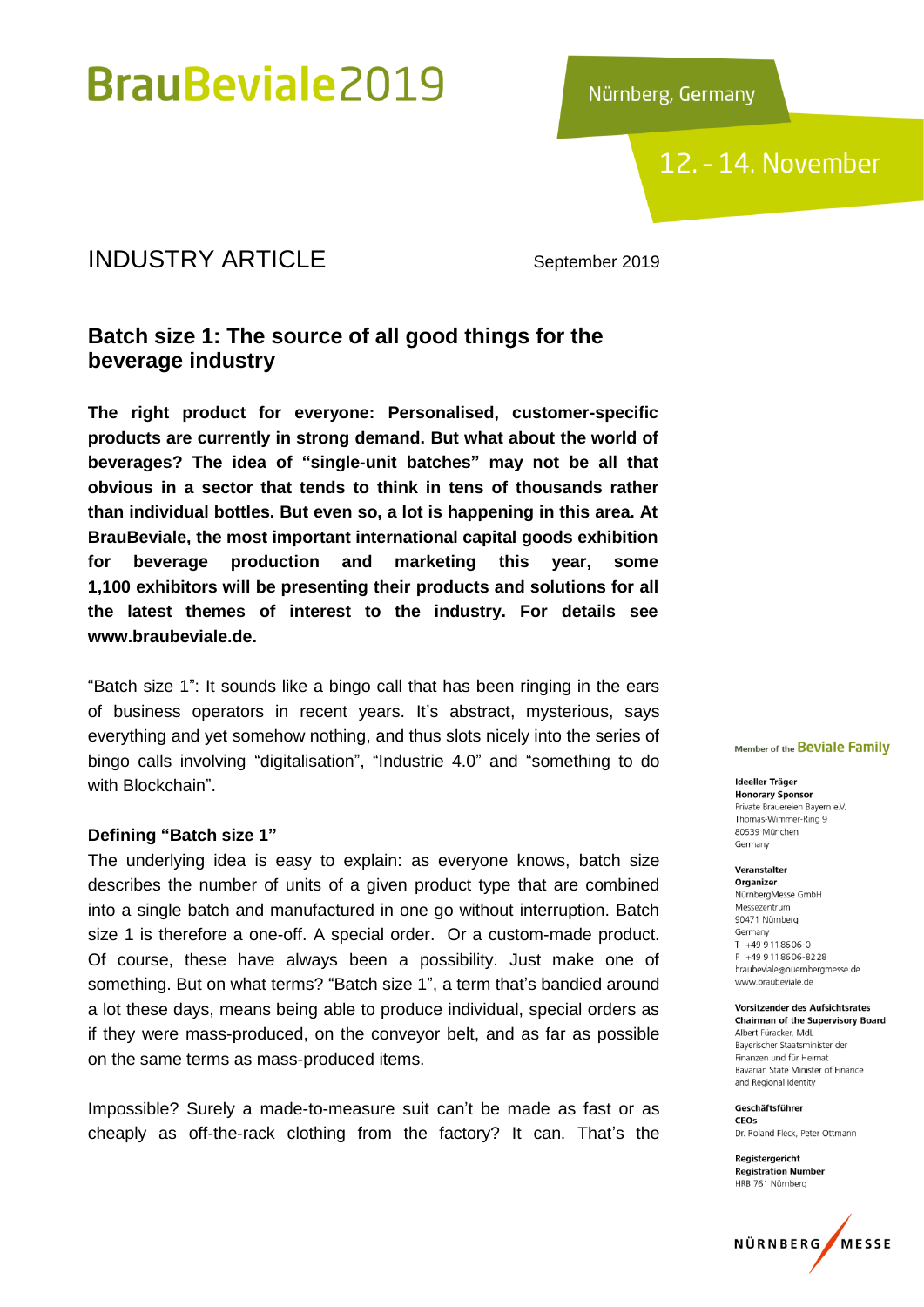# BrauBeviale2019

Nürnberg, Germany

12. - 14. November

## INDUSTRY ARTICLE

September 2019

## Batch size 1: The source of all good things for the beverage industry

**The right product for everyone: Personalised, customer-specific products are currently in strong demand. But what about the world of beverages? The idea of "single-unit batches" may not be all that obvious in a sector that tends to think in tens of thousands rather than individual bottles. But even so, a lot is happening in this area. At BrauBeviale, the most important international capital goods exhibition for beverage production and marketing this year, some 1,100 exhibitors will be presenting their products and solutions for all the latest themes of interest to the industry. For details see www.braubeviale.de.**

"Batch size 1": It sounds like a bingo call that has been ringing in the ears of business operators in recent years. It's abstract, mysterious, says everything and yet somehow nothing, and thus slots nicely into the series of bingo calls involving "digitalisation", "Industrie 4.0" and "something to do with Blockchain".

### Defining "Batch size 1"

The underlying idea is easy to explain: as everyone knows, batch size describes the number of units of a given product type that are combined into a single batch and manufactured in one go without interruption. Batch size 1 is therefore a one-off. A special order. Or a custom-made product. Of course, these have always been a possibility. Just make one of something. But on what terms? "Batch size 1", a term that's bandied around a lot these days, means being able to produce individual, special orders as if they were mass-produced, on the conveyor belt, and as far as possible on the same terms as mass-produced items.

Impossible? Surely a made-to-measure suit can't be made as fast or as cheaply as off-the-rack clothing from the factory? It can. That's the

Member of the Beviale Family

**Ideeller Träger**
**Honorary Sponsor**
Private Brauereien Bayern e.V.
Thomas-Wimmer-Ring 9
80539 München
Germany

**Veranstalter**
**Organizer**
NürnbergMesse GmbH
Messezentrum
90471 Nürnberg
Germany
T +49 9 11 86 06-0
F +49 9 11 86 06-82 28
braubeviale@nuernbergmesse.de
www.braubeviale.de

**Vorsitzender des Aufsichtsrates**
**Chairman of the Supervisory Board**
Albert Füracker, MdL
Bayerischer Staatsminister der Finanzen und für Heimat
Bavarian State Minister of Finance and Regional Identity

**Geschäftsführer**
**CEOs**
Dr. Roland Fleck, Peter Ottmann

**Registergericht**
**Registration Number**
HRB 761 Nürnberg

NÜRNBERG MESSE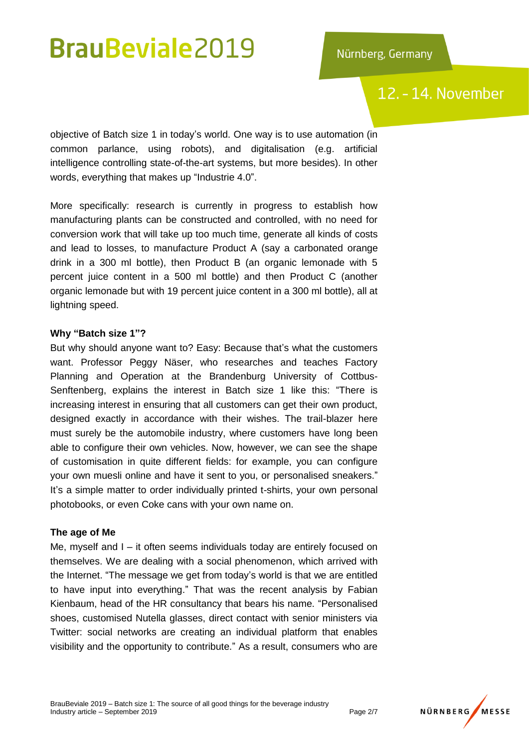objective of Batch size 1 in today's world. One way is to use automation (in common parlance, using robots), and digitalisation (e.g. artificial intelligence controlling state-of-the-art systems, but more besides). In other words, everything that makes up "Industrie 4.0".

More specifically: research is currently in progress to establish how manufacturing plants can be constructed and controlled, with no need for conversion work that will take up too much time, generate all kinds of costs and lead to losses, to manufacture Product A (say a carbonated orange drink in a 300 ml bottle), then Product B (an organic lemonade with 5 percent juice content in a 500 ml bottle) and then Product C (another organic lemonade but with 19 percent juice content in a 300 ml bottle), all at lightning speed.

**Why "Batch size 1"?**

But why should anyone want to? Easy: Because that's what the customers want. Professor Peggy Näser, who researches and teaches Factory Planning and Operation at the Brandenburg University of Cottbus-Senftenberg, explains the interest in Batch size 1 like this: "There is increasing interest in ensuring that all customers can get their own product, designed exactly in accordance with their wishes. The trail-blazer here must surely be the automobile industry, where customers have long been able to configure their own vehicles. Now, however, we can see the shape of customisation in quite different fields: for example, you can configure your own muesli online and have it sent to you, or personalised sneakers." It's a simple matter to order individually printed t-shirts, your own personal photobooks, or even Coke cans with your own name on.

**The age of Me**

Me, myself and I – it often seems individuals today are entirely focused on themselves. We are dealing with a social phenomenon, which arrived with the Internet. "The message we get from today's world is that we are entitled to have input into everything." That was the recent analysis by Fabian Kienbaum, head of the HR consultancy that bears his name. "Personalised shoes, customised Nutella glasses, direct contact with senior ministers via Twitter: social networks are creating an individual platform that enables visibility and the opportunity to contribute." As a result, consumers who are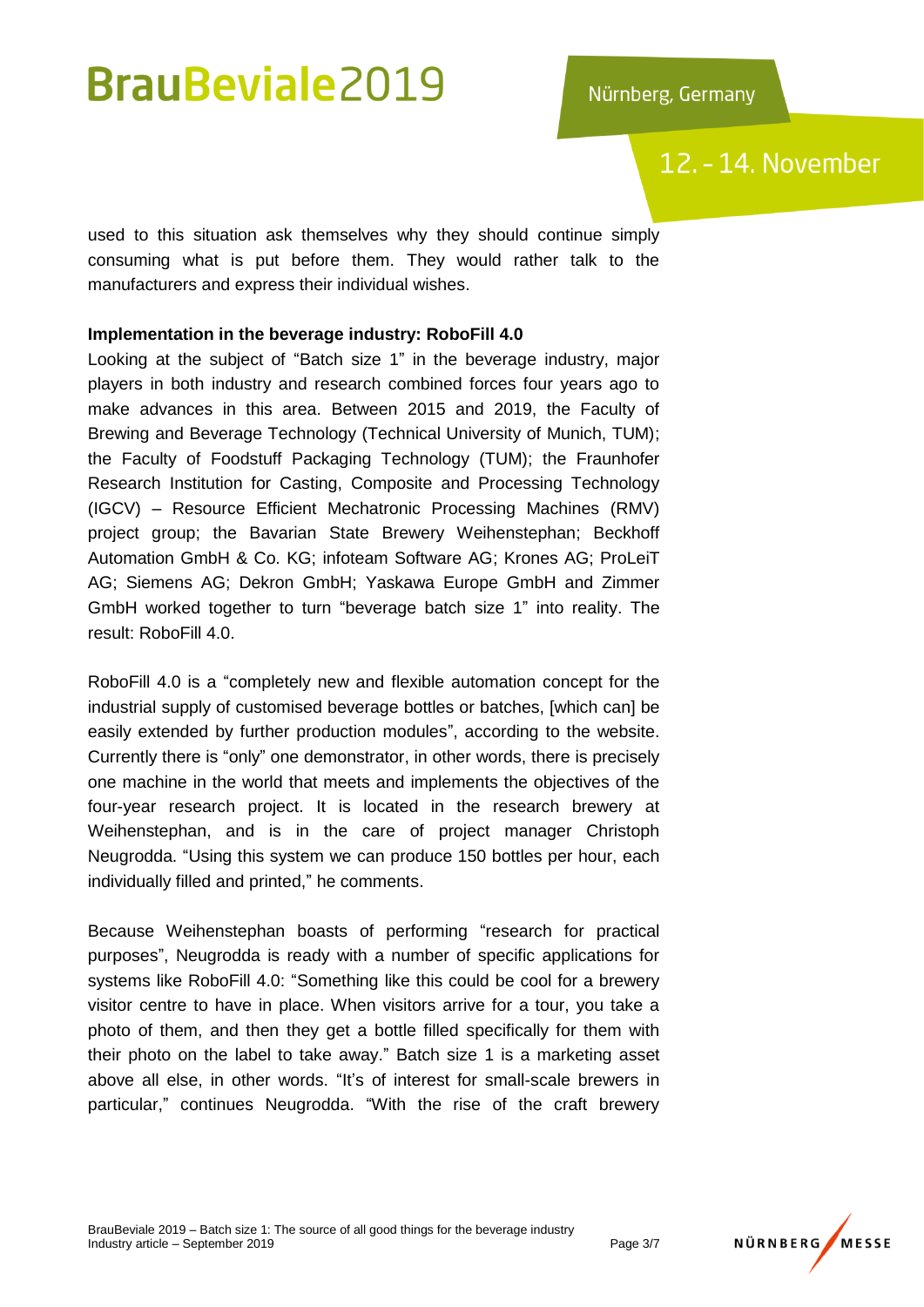used to this situation ask themselves why they should continue simply consuming what is put before them. They would rather talk to the manufacturers and express their individual wishes.

**Implementation in the beverage industry: RoboFill 4.0**

Looking at the subject of "Batch size 1" in the beverage industry, major players in both industry and research combined forces four years ago to make advances in this area. Between 2015 and 2019, the Faculty of Brewing and Beverage Technology (Technical University of Munich, TUM); the Faculty of Foodstuff Packaging Technology (TUM); the Fraunhofer Research Institution for Casting, Composite and Processing Technology (IGCV) – Resource Efficient Mechatronic Processing Machines (RMV) project group; the Bavarian State Brewery Weihenstephan; Beckhoff Automation GmbH & Co. KG; infoteam Software AG; Krones AG; ProLeiT AG; Siemens AG; Dekron GmbH; Yaskawa Europe GmbH and Zimmer GmbH worked together to turn "beverage batch size 1" into reality. The result: RoboFill 4.0.

RoboFill 4.0 is a "completely new and flexible automation concept for the industrial supply of customised beverage bottles or batches, [which can] be easily extended by further production modules", according to the website. Currently there is "only" one demonstrator, in other words, there is precisely one machine in the world that meets and implements the objectives of the four-year research project. It is located in the research brewery at Weihenstephan, and is in the care of project manager Christoph Neugrodda. "Using this system we can produce 150 bottles per hour, each individually filled and printed," he comments.

Because Weihenstephan boasts of performing "research for practical purposes", Neugrodda is ready with a number of specific applications for systems like RoboFill 4.0: "Something like this could be cool for a brewery visitor centre to have in place. When visitors arrive for a tour, you take a photo of them, and then they get a bottle filled specifically for them with their photo on the label to take away." Batch size 1 is a marketing asset above all else, in other words. "It's of interest for small-scale brewers in particular," continues Neugrodda. "With the rise of the craft brewery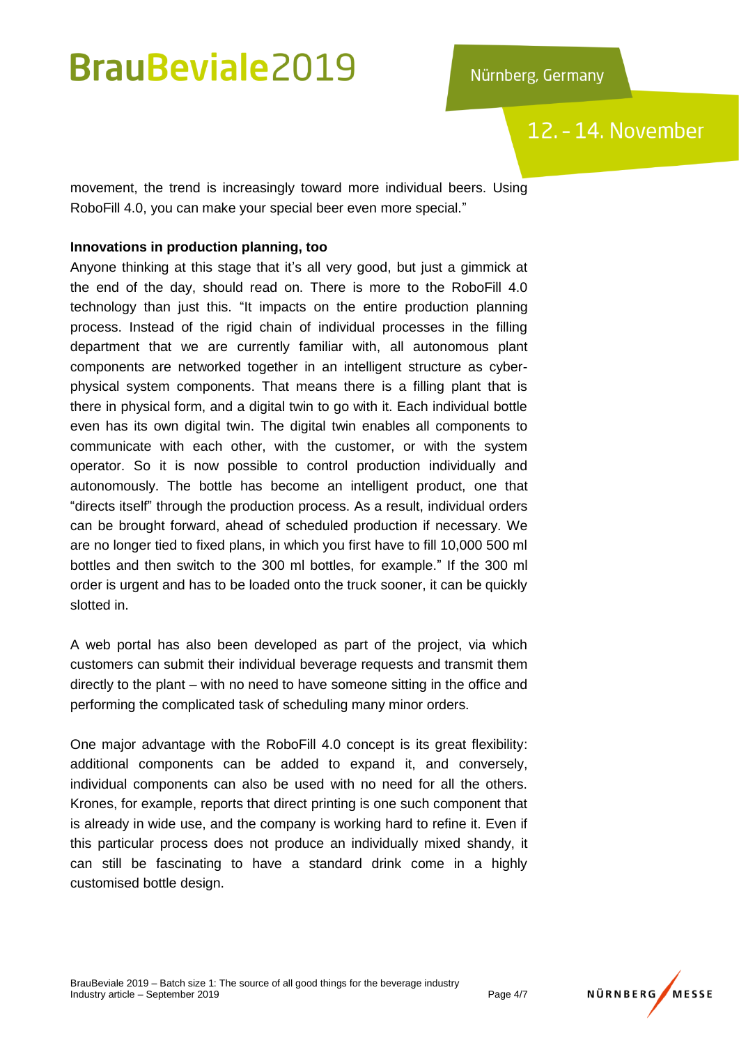movement, the trend is increasingly toward more individual beers. Using RoboFill 4.0, you can make your special beer even more special."

**Innovations in production planning, too**

Anyone thinking at this stage that it's all very good, but just a gimmick at the end of the day, should read on. There is more to the RoboFill 4.0 technology than just this. "It impacts on the entire production planning process. Instead of the rigid chain of individual processes in the filling department that we are currently familiar with, all autonomous plant components are networked together in an intelligent structure as cyber-physical system components. That means there is a filling plant that is there in physical form, and a digital twin to go with it. Each individual bottle even has its own digital twin. The digital twin enables all components to communicate with each other, with the customer, or with the system operator. So it is now possible to control production individually and autonomously. The bottle has become an intelligent product, one that "directs itself" through the production process. As a result, individual orders can be brought forward, ahead of scheduled production if necessary. We are no longer tied to fixed plans, in which you first have to fill 10,000 500 ml bottles and then switch to the 300 ml bottles, for example." If the 300 ml order is urgent and has to be loaded onto the truck sooner, it can be quickly slotted in.

A web portal has also been developed as part of the project, via which customers can submit their individual beverage requests and transmit them directly to the plant – with no need to have someone sitting in the office and performing the complicated task of scheduling many minor orders.

One major advantage with the RoboFill 4.0 concept is its great flexibility: additional components can be added to expand it, and conversely, individual components can also be used with no need for all the others. Krones, for example, reports that direct printing is one such component that is already in wide use, and the company is working hard to refine it. Even if this particular process does not produce an individually mixed shandy, it can still be fascinating to have a standard drink come in a highly customised bottle design.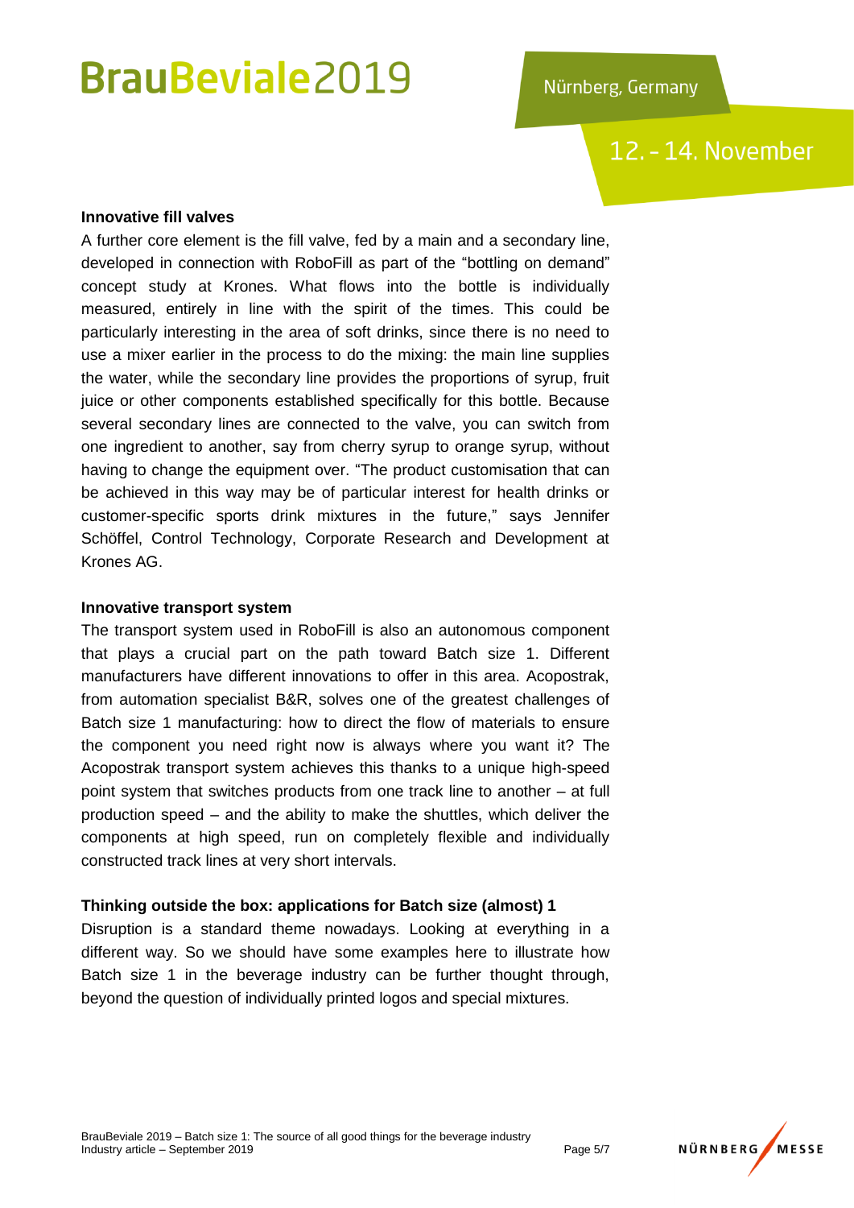### Innovative fill valves

A further core element is the fill valve, fed by a main and a secondary line, developed in connection with RoboFill as part of the "bottling on demand" concept study at Krones. What flows into the bottle is individually measured, entirely in line with the spirit of the times. This could be particularly interesting in the area of soft drinks, since there is no need to use a mixer earlier in the process to do the mixing: the main line supplies the water, while the secondary line provides the proportions of syrup, fruit juice or other components established specifically for this bottle. Because several secondary lines are connected to the valve, you can switch from one ingredient to another, say from cherry syrup to orange syrup, without having to change the equipment over. "The product customisation that can be achieved in this way may be of particular interest for health drinks or customer-specific sports drink mixtures in the future," says Jennifer Schöffel, Control Technology, Corporate Research and Development at Krones AG.

### Innovative transport system

The transport system used in RoboFill is also an autonomous component that plays a crucial part on the path toward Batch size 1. Different manufacturers have different innovations to offer in this area. Acopostrak, from automation specialist B&R, solves one of the greatest challenges of Batch size 1 manufacturing: how to direct the flow of materials to ensure the component you need right now is always where you want it? The Acopostrak transport system achieves this thanks to a unique high-speed point system that switches products from one track line to another – at full production speed – and the ability to make the shuttles, which deliver the components at high speed, run on completely flexible and individually constructed track lines at very short intervals.

### Thinking outside the box: applications for Batch size (almost) 1

Disruption is a standard theme nowadays. Looking at everything in a different way. So we should have some examples here to illustrate how Batch size 1 in the beverage industry can be further thought through, beyond the question of individually printed logos and special mixtures.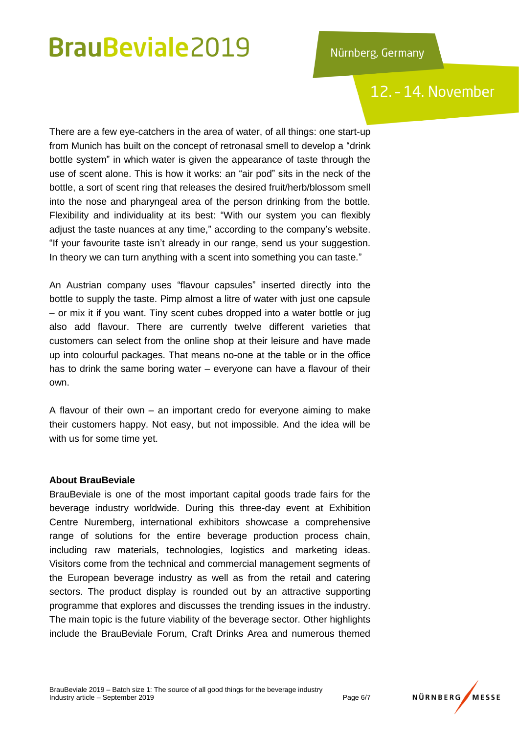There are a few eye-catchers in the area of water, of all things: one start-up from Munich has built on the concept of retronasal smell to develop a "drink bottle system" in which water is given the appearance of taste through the use of scent alone. This is how it works: an "air pod" sits in the neck of the bottle, a sort of scent ring that releases the desired fruit/herb/blossom smell into the nose and pharyngeal area of the person drinking from the bottle. Flexibility and individuality at its best: "With our system you can flexibly adjust the taste nuances at any time," according to the company's website. "If your favourite taste isn't already in our range, send us your suggestion. In theory we can turn anything with a scent into something you can taste."

An Austrian company uses "flavour capsules" inserted directly into the bottle to supply the taste. Pimp almost a litre of water with just one capsule – or mix it if you want. Tiny scent cubes dropped into a water bottle or jug also add flavour. There are currently twelve different varieties that customers can select from the online shop at their leisure and have made up into colourful packages. That means no-one at the table or in the office has to drink the same boring water – everyone can have a flavour of their own.

A flavour of their own – an important credo for everyone aiming to make their customers happy. Not easy, but not impossible. And the idea will be with us for some time yet.

**About BrauBeviale**

BrauBeviale is one of the most important capital goods trade fairs for the beverage industry worldwide. During this three-day event at Exhibition Centre Nuremberg, international exhibitors showcase a comprehensive range of solutions for the entire beverage production process chain, including raw materials, technologies, logistics and marketing ideas. Visitors come from the technical and commercial management segments of the European beverage industry as well as from the retail and catering sectors. The product display is rounded out by an attractive supporting programme that explores and discusses the trending issues in the industry. The main topic is the future viability of the beverage sector. Other highlights include the BrauBeviale Forum, Craft Drinks Area and numerous themed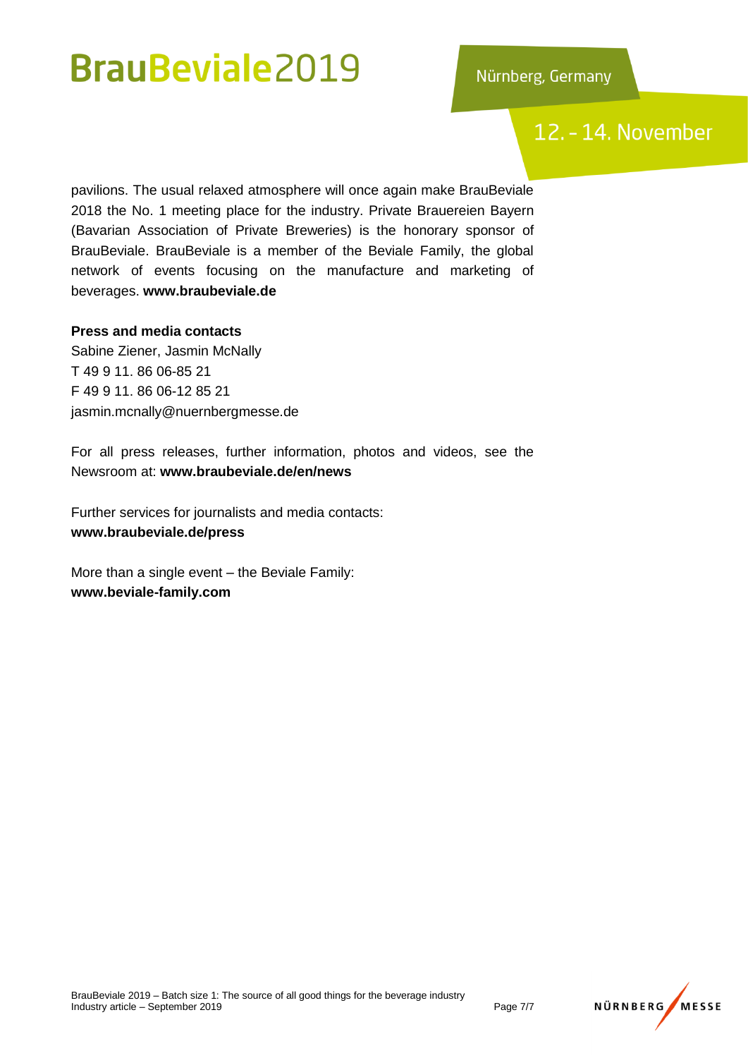pavilions. The usual relaxed atmosphere will once again make BrauBeviale 2018 the No. 1 meeting place for the industry. Private Brauereien Bayern (Bavarian Association of Private Breweries) is the honorary sponsor of BrauBeviale. BrauBeviale is a member of the Beviale Family, the global network of events focusing on the manufacture and marketing of beverages. **www.braubeviale.de**

**Press and media contacts**
Sabine Ziener, Jasmin McNally
T 49 9 11. 86 06-85 21
F 49 9 11. 86 06-12 85 21
jasmin.mcnally@nuernbergmesse.de

For all press releases, further information, photos and videos, see the Newsroom at: **www.braubeviale.de/en/news**

Further services for journalists and media contacts:
**www.braubeviale.de/press**

More than a single event – the Beviale Family:
**www.beviale-family.com**